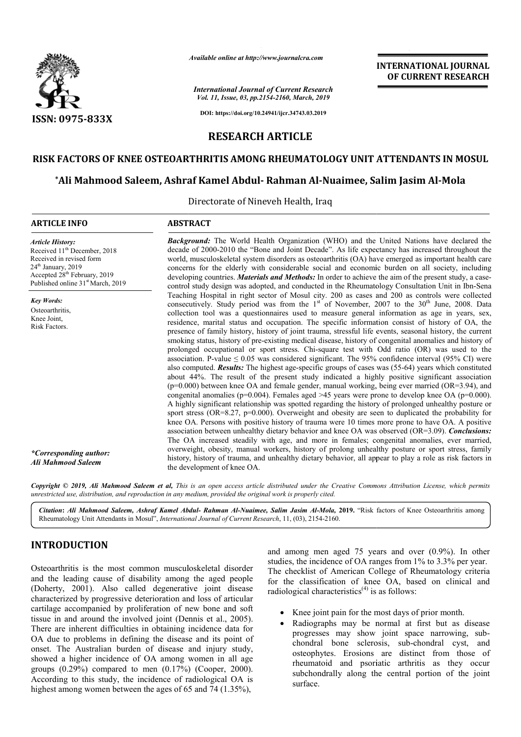*Available online at http://www.journalcra.com*

*International Journal of Current Research*
*Vol. 11, Issue, 03, pp.2154-2160, March, 2019*

**DOI: https://doi.org/10.24941/ijcr.34743.03.2019**

**INTERNATIONAL JOURNAL OF CURRENT RESEARCH**

**ISSN: 0975-833X**

# RESEARCH ARTICLE

## RISK FACTORS OF KNEE OSTEOARTHRITIS AMONG RHEUMATOLOGY UNIT ATTENDANTS IN MOSUL

**\*Ali Mahmood Saleem, Ashraf Kamel Abdul- Rahman Al-Nuaimee, Salim Jasim Al-Mola**

Directorate of Nineveh Health, Iraq

### ARTICLE INFO

*Article History:*
Received 11th December, 2018
Received in revised form
24th January, 2019
Accepted 28th February, 2019
Published online 31st March, 2019

*Key Words:*
Osteoarthritis,
Knee Joint,
Risk Factors.

*\*Corresponding author:*
*Ali Mahmood Saleem*

### ABSTRACT

***Background:*** The World Health Organization (WHO) and the United Nations have declared the decade of 2000-2010 the "Bone and Joint Decade". As life expectancy has increased throughout the world, musculoskeletal system disorders as osteoarthritis (OA) have emerged as important health care concerns for the elderly with considerable social and economic burden on all society, including developing countries. ***Materials and Methods:*** In order to achieve the aim of the present study, a case-control study design was adopted, and conducted in the Rheumatology Consultation Unit in Ibn-Sena Teaching Hospital in right sector of Mosul city. 200 as cases and 200 as controls were collected consecutively. Study period was from the 1st of November, 2007 to the 30th June, 2008. Data collection tool was a questionnaires used to measure general information as age in years, sex, residence, marital status and occupation. The specific information consist of history of OA, the presence of family history, history of joint trauma, stressful life events, seasonal history, the current smoking status, history of pre-existing medical disease, history of congenital anomalies and history of prolonged occupational or sport stress. Chi-square test with Odd ratio (OR) was used to the association. P-value $\leq 0.05$ was considered significant. The 95% confidence interval (95% CI) were also computed. ***Results:*** The highest age-specific groups of cases was (55-64) years which constituted about 44%. The result of the present study indicated a highly positive significant association ($p=0.000$) between knee OA and female gender, manual working, being ever married (OR=3.94), and congenital anomalies ($p=0.004$). Females aged >45 years were prone to develop knee OA ($p=0.000$). A highly significant relationship was spotted regarding the history of prolonged unhealthy posture or sport stress (OR=8.27, $p=0.000$). Overweight and obesity are seen to duplicated the probability for knee OA. Persons with positive history of trauma were 10 times more prone to have OA. A positive association between unhealthy dietary behavior and knee OA was observed (OR=3.09). ***Conclusions:*** The OA increased steadily with age, and more in females; congenital anomalies, ever married, overweight, obesity, manual workers, history of prolong unhealthy posture or sport stress, family history, history of trauma, and unhealthy dietary behavior, all appear to play a role as risk factors in the development of knee OA.

*Copyright © 2019, Ali Mahmood Saleem et al, This is an open access article distributed under the Creative Commons Attribution License, which permits unrestricted use, distribution, and reproduction in any medium, provided the original work is properly cited.*

***Citation:*** *Ali Mahmood Saleem, Ashraf Kamel Abdul- Rahman Al-Nuaimee, Salim Jasim Al-Mola,* **2019.** "Risk factors of Knee Osteoarthritis among Rheumatology Unit Attendants in Mosul", *International Journal of Current Research*, 11, (03), 2154-2160.

## INTRODUCTION

Osteoarthritis is the most common musculoskeletal disorder and the leading cause of disability among the aged people (Doherty, 2001). Also called degenerative joint disease characterized by progressive deterioration and loss of articular cartilage accompanied by proliferation of new bone and soft tissue in and around the involved joint (Dennis et al., 2005). There are inherent difficulties in obtaining incidence data for OA due to problems in defining the disease and its point of onset. The Australian burden of disease and injury study, showed a higher incidence of OA among women in all age groups (0.29%) compared to men (0.17%) (Cooper, 2000). According to this study, the incidence of radiological OA is highest among women between the ages of 65 and 74 (1.35%), and among men aged 75 years and over (0.9%). In other studies, the incidence of OA ranges from 1% to 3.3% per year. The checklist of American College of Rheumatology criteria for the classification of knee OA, based on clinical and radiological characteristics[4] is as follows:

- Knee joint pain for the most days of prior month.
- Radiographs may be normal at first but as disease progresses may show joint space narrowing, sub-chondral bone sclerosis, sub-chondral cyst, and osteophytes. Erosions are distinct from those of rheumatoid and psoriatic arthritis as they occur subchondrally along the central portion of the joint surface.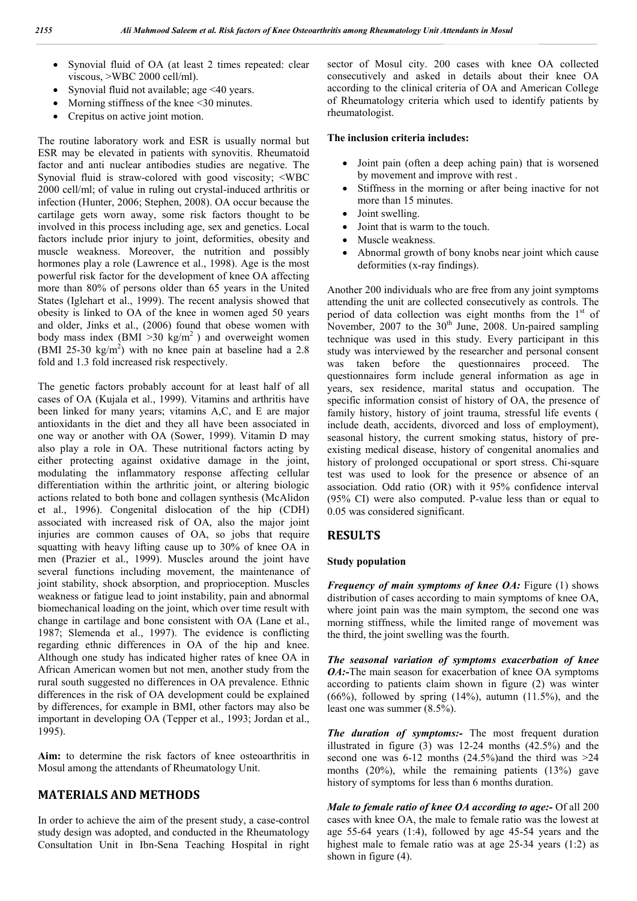- Synovial fluid of OA (at least 2 times repeated: clear viscous, >WBC 2000 cell/ml).
- Synovial fluid not available; age <40 years.
- Morning stiffness of the knee <30 minutes.
- Crepitus on active joint motion.

The routine laboratory work and ESR is usually normal but ESR may be elevated in patients with synovitis. Rheumatoid factor and anti nuclear antibodies studies are negative. The Synovial fluid is straw-colored with good viscosity; <WBC 2000 cell/ml; of value in ruling out crystal-induced arthritis or infection (Hunter, 2006; Stephen, 2008). OA occur because the cartilage gets worn away, some risk factors thought to be involved in this process including age, sex and genetics. Local factors include prior injury to joint, deformities, obesity and muscle weakness. Moreover, the nutrition and possibly hormones play a role (Lawrence et al., 1998). Age is the most powerful risk factor for the development of knee OA affecting more than 80% of persons older than 65 years in the United States (Iglehart et al., 1999). The recent analysis showed that obesity is linked to OA of the knee in women aged 50 years and older, Jinks et al., (2006) found that obese women with body mass index (BMI >30 kg/m$^2$ ) and overweight women (BMI 25-30 kg/m$^2$) with no knee pain at baseline had a 2.8 fold and 1.3 fold increased risk respectively.

The genetic factors probably account for at least half of all cases of OA (Kujala et al., 1999). Vitamins and arthritis have been linked for many years; vitamins A,C, and E are major antioxidants in the diet and they all have been associated in one way or another with OA (Sower, 1999). Vitamin D may also play a role in OA. These nutritional factors acting by either protecting against oxidative damage in the joint, modulating the inflammatory response affecting cellular differentiation within the arthritic joint, or altering biologic actions related to both bone and collagen synthesis (McAlidon et al., 1996). Congenital dislocation of the hip (CDH) associated with increased risk of OA, also the major joint injuries are common causes of OA, so jobs that require squatting with heavy lifting cause up to 30% of knee OA in men (Prazier et al., 1999). Muscles around the joint have several functions including movement, the maintenance of joint stability, shock absorption, and proprioception. Muscles weakness or fatigue lead to joint instability, pain and abnormal biomechanical loading on the joint, which over time result with change in cartilage and bone consistent with OA (Lane et al., 1987; Slemenda et al., 1997). The evidence is conflicting regarding ethnic differences in OA of the hip and knee. Although one study has indicated higher rates of knee OA in African American women but not men, another study from the rural south suggested no differences in OA prevalence. Ethnic differences in the risk of OA development could be explained by differences, for example in BMI, other factors may also be important in developing OA (Tepper et al., 1993; Jordan et al., 1995).

**Aim:** to determine the risk factors of knee osteoarthritis in Mosul among the attendants of Rheumatology Unit.

## MATERIALS AND METHODS

In order to achieve the aim of the present study, a case-control study design was adopted, and conducted in the Rheumatology Consultation Unit in Ibn-Sena Teaching Hospital in right sector of Mosul city. 200 cases with knee OA collected consecutively and asked in details about their knee OA according to the clinical criteria of OA and American College of Rheumatology criteria which used to identify patients by rheumatologist.

**The inclusion criteria includes:**

- Joint pain (often a deep aching pain) that is worsened by movement and improve with rest .
- Stiffness in the morning or after being inactive for not more than 15 minutes.
- Joint swelling.
- Joint that is warm to the touch.
- Muscle weakness.
- Abnormal growth of bony knobs near joint which cause deformities (x-ray findings).

Another 200 individuals who are free from any joint symptoms attending the unit are collected consecutively as controls. The period of data collection was eight months from the 1st of November, 2007 to the 30th June, 2008. Un-paired sampling technique was used in this study. Every participant in this study was interviewed by the researcher and personal consent was taken before the questionnaires proceed. The questionnaires form include general information as age in years, sex residence, marital status and occupation. The specific information consist of history of OA, the presence of family history, history of joint trauma, stressful life events ( include death, accidents, divorced and loss of employment), seasonal history, the current smoking status, history of pre-existing medical disease, history of congenital anomalies and history of prolonged occupational or sport stress. Chi-square test was used to look for the presence or absence of an association. Odd ratio (OR) with it 95% confidence interval (95% CI) were also computed. P-value less than or equal to 0.05 was considered significant.

## RESULTS

### Study population

***Frequency of main symptoms of knee OA:*** Figure (1) shows distribution of cases according to main symptoms of knee OA, where joint pain was the main symptom, the second one was morning stiffness, while the limited range of movement was the third, the joint swelling was the fourth.

***The seasonal variation of symptoms exacerbation of knee OA:-***The main season for exacerbation of knee OA symptoms according to patients claim shown in figure (2) was winter (66%), followed by spring (14%), autumn (11.5%), and the least one was summer (8.5%).

***The duration of symptoms:-*** The most frequent duration illustrated in figure (3) was 12-24 months (42.5%) and the second one was 6-12 months (24.5%)and the third was >24 months (20%), while the remaining patients (13%) gave history of symptoms for less than 6 months duration.

***Male to female ratio of knee OA according to age:-*** Of all 200 cases with knee OA, the male to female ratio was the lowest at age 55-64 years (1:4), followed by age 45-54 years and the highest male to female ratio was at age 25-34 years (1:2) as shown in figure (4).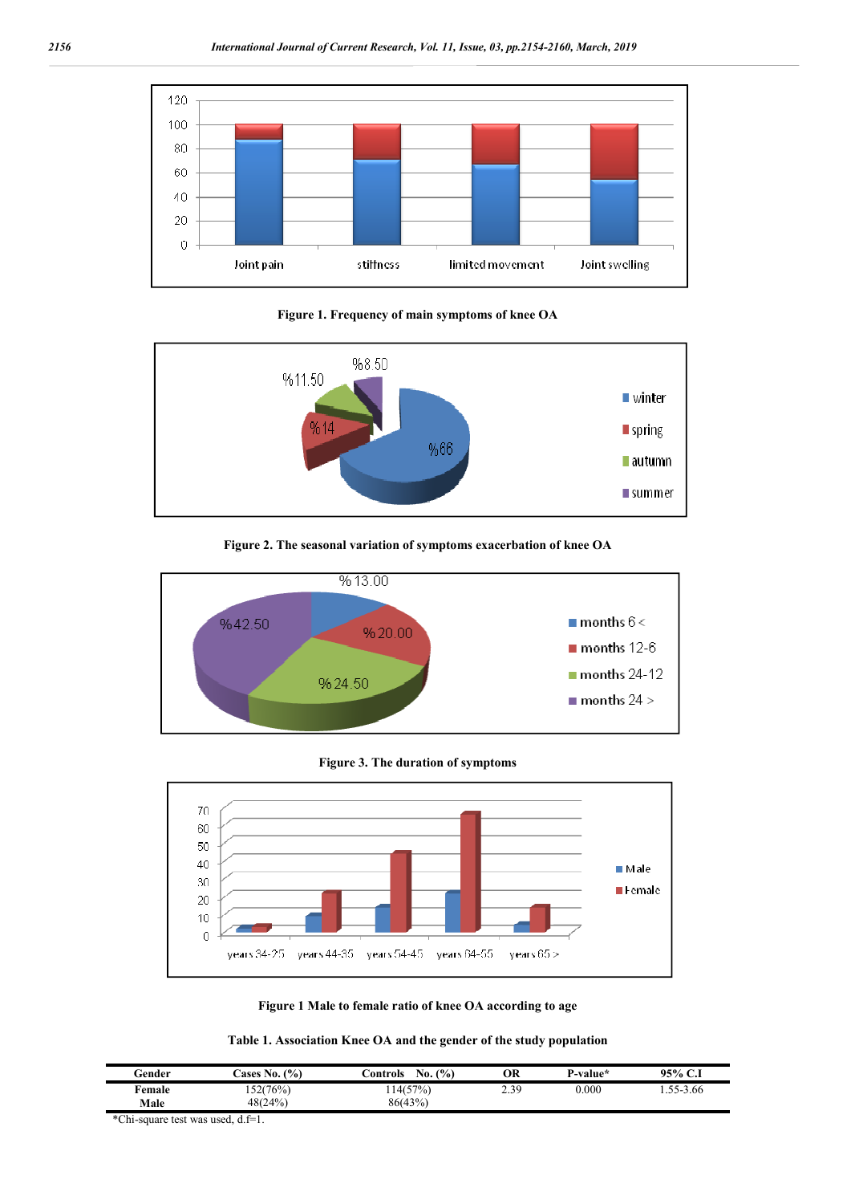Figure 1. Frequency of main symptoms of knee OA

Figure 2. The seasonal variation of symptoms exacerbation of knee OA

Figure 3. The duration of symptoms

Figure 1 Male to female ratio of knee OA according to age

Table 1. Association Knee OA and the gender of the study population

| Gender | Cases No. (%) | Controls No. (%) | OR | P-value* | 95% C.I |
|---|---|---|---|---|---|
| Female | 152(76%) | 114(57%) | 2.39 | 0.000 | 1.55-3.66 |
| Male | 48(24%) | 86(43%) | | | |

*Chi-square test was used, d.f=1.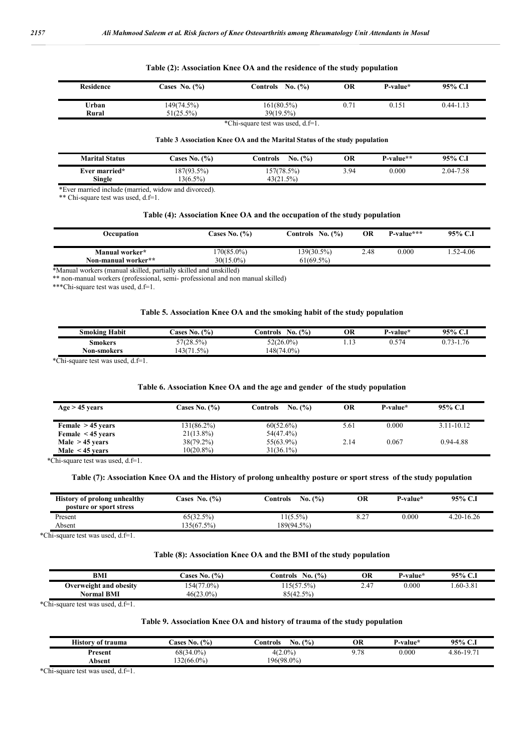**Table (2): Association Knee OA and the residence of the study population**

| Residence | Cases No. (%) | Controls No. (%) | OR | P-value* | 95% C.I |
|---|---|---|---|---|---|
| Urban | 149(74.5%) | 161(80.5%) | 0.71 | 0.151 | 0.44-1.13 |
| Rural | 51(25.5%) | 39(19.5%) | | | |

*Chi-square test was used, d.f=1.

**Table 3 Association Knee OA and the Marital Status of the study population**

| Marital Status | Cases No. (%) | Controls No. (%) | OR | P-value** | 95% C.I |
|---|---|---|---|---|---|
| Ever married* | 187(93.5%) | 157(78.5%) | 3.94 | 0.000 | 2.04-7.58 |
| Single | 13(6.5%) | 43(21.5%) | | | |

*Ever married include (married, widow and divorced).

** Chi-square test was used, d.f=1.

**Table (4): Association Knee OA and the occupation of the study population**

| Occupation | Cases No. (%) | Controls No. (%) | OR | P-value*** | 95% C.I |
|---|---|---|---|---|---|
| Manual worker* | 170(85.0%) | 139(30.5%) | 2.48 | 0.000 | 1.52-4.06 |
| Non-manual worker** | 30(15.0%) | 61(69.5%) | | | |

*Manual workers (manual skilled, partially skilled and unskilled)

** non-manual workers (professional, semi- professional and non manual skilled)

***Chi-square test was used, d.f=1.

**Table 5. Association Knee OA and the smoking habit of the study population**

| Smoking Habit | Cases No. (%) | Controls No. (%) | OR | P-value* | 95% C.I |
|---|---|---|---|---|---|
| Smokers | 57(28.5%) | 52(26.0%) | 1.13 | 0.574 | 0.73-1.76 |
| Non-smokers | 143(71.5%) | 148(74.0%) | | | |

*Chi-square test was used, d.f=1.

**Table 6. Association Knee OA and the age and gender of the study population**

| Age > 45 years | Cases No. (%) | Controls No. (%) | OR | P-value* | 95% C.I |
|---|---|---|---|---|---|
| Female > 45 years | 131(86.2%) | 60(52.6%) | 5.61 | 0.000 | 3.11-10.12 |
| Female < 45 years | 21(13.8%) | 54(47.4%) | | | |
| Male > 45 years | 38(79.2%) | 55(63.9%) | 2.14 | 0.067 | 0.94-4.88 |
| Male < 45 years | 10(20.8%) | 31(36.1%) | | | |

*Chi-square test was used, d.f=1.

**Table (7): Association Knee OA and the History of prolong unhealthy posture or sport stress of the study population**

| History of prolong unhealthy posture or sport stress | Cases No. (%) | Controls No. (%) | OR | P-value* | 95% C.I |
|---|---|---|---|---|---|
| Present | 65(32.5%) | 11(5.5%) | 8.27 | 0.000 | 4.20-16.26 |
| Absent | 135(67.5%) | 189(94.5%) | | | |

*Chi-square test was used, d.f=1.

**Table (8): Association Knee OA and the BMI of the study population**

| BMI | Cases No. (%) | Controls No. (%) | OR | P-value* | 95% C.I |
|---|---|---|---|---|---|
| Overweight and obesity | 154(77.0%) | 115(57.5%) | 2.47 | 0.000 | 1.60-3.81 |
| Normal BMI | 46(23.0%) | 85(42.5%) | | | |

*Chi-square test was used, d.f=1.

**Table 9. Association Knee OA and history of trauma of the study population**

| History of trauma | Cases No. (%) | Controls No. (%) | OR | P-value* | 95% C.I |
|---|---|---|---|---|---|
| Present | 68(34.0%) | 4(2.0%) | 9.78 | 0.000 | 4.86-19.71 |
| Absent | 132(66.0%) | 196(98.0%) | | | |

*Chi-square test was used, d.f=1.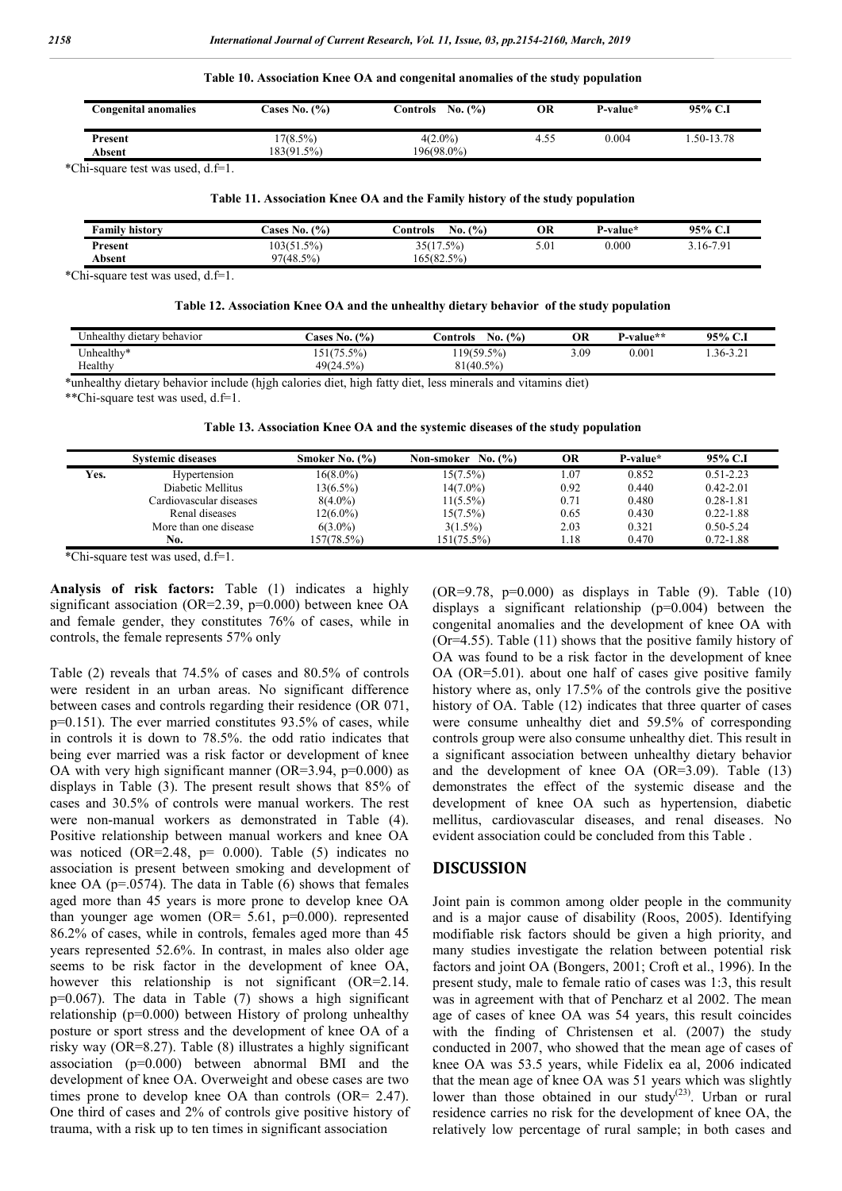**Table 10. Association Knee OA and congenital anomalies of the study population**

| Congenital anomalies | Cases No. (%) | Controls No. (%) | OR | P-value* | 95% C.I |
|---|---|---|---|---|---|
| Present | 17(8.5%) | 4(2.0%) | 4.55 | 0.004 | 1.50-13.78 |
| Absent | 183(91.5%) | 196(98.0%) | | | |

*Chi-square test was used, d.f=1.

**Table 11. Association Knee OA and the Family history of the study population**

| Family history | Cases No. (%) | Controls No. (%) | OR | P-value* | 95% C.I |
|---|---|---|---|---|---|
| Present | 103(51.5%) | 35(17.5%) | 5.01 | 0.000 | 3.16-7.91 |
| Absent | 97(48.5%) | 165(82.5%) | | | |

*Chi-square test was used, d.f=1.

**Table 12. Association Knee OA and the unhealthy dietary behavior of the study population**

| Unhealthy dietary behavior | Cases No. (%) | Controls No. (%) | OR | P-value** | 95% C.I |
|---|---|---|---|---|---|
| Unhealthy* | 151(75.5%) | 119(59.5%) | 3.09 | 0.001 | 1.36-3.21 |
| Healthy | 49(24.5%) | 81(40.5%) | | | |

*unhealthy dietary behavior include (hjgh calories diet, high fatty diet, less minerals and vitamins diet)

**Chi-square test was used, d.f=1.

**Table 13. Association Knee OA and the systemic diseases of the study population**

| | Systemic diseases | Smoker No. (%) | Non-smoker No. (%) | OR | P-value* | 95% C.I |
|---|---|---|---|---|---|---|
| Yes. | Hypertension | 16(8.0%) | 15(7.5%) | 1.07 | 0.852 | 0.51-2.23 |
| | Diabetic Mellitus | 13(6.5%) | 14(7.0%) | 0.92 | 0.440 | 0.42-2.01 |
| | Cardiovascular diseases | 8(4.0%) | 11(5.5%) | 0.71 | 0.480 | 0.28-1.81 |
| | Renal diseases | 12(6.0%) | 15(7.5%) | 0.65 | 0.430 | 0.22-1.88 |
| | More than one disease | 6(3.0%) | 3(1.5%) | 2.03 | 0.321 | 0.50-5.24 |
| | No. | 157(78.5%) | 151(75.5%) | 1.18 | 0.470 | 0.72-1.88 |

*Chi-square test was used, d.f=1.

**Analysis of risk factors:** Table (1) indicates a highly significant association (OR=2.39, p=0.000) between knee OA and female gender, they constitutes 76% of cases, while in controls, the female represents 57% only

Table (2) reveals that 74.5% of cases and 80.5% of controls were resident in an urban areas. No significant difference between cases and controls regarding their residence (OR 071, p=0.151). The ever married constitutes 93.5% of cases, while in controls it is down to 78.5%. the odd ratio indicates that being ever married was a risk factor or development of knee OA with very high significant manner (OR=3.94, p=0.000) as displays in Table (3). The present result shows that 85% of cases and 30.5% of controls were manual workers. The rest were non-manual workers as demonstrated in Table (4). Positive relationship between manual workers and knee OA was noticed (OR=2.48, p= 0.000). Table (5) indicates no association is present between smoking and development of knee OA (p=.0574). The data in Table (6) shows that females aged more than 45 years is more prone to develop knee OA than younger age women (OR= 5.61, p=0.000). represented 86.2% of cases, while in controls, females aged more than 45 years represented 52.6%. In contrast, in males also older age seems to be risk factor in the development of knee OA, however this relationship is not significant (OR=2.14. p=0.067). The data in Table (7) shows a high significant relationship (p=0.000) between History of prolong unhealthy posture or sport stress and the development of knee OA of a risky way (OR=8.27). Table (8) illustrates a highly significant association (p=0.000) between abnormal BMI and the development of knee OA. Overweight and obese cases are two times prone to develop knee OA than controls (OR= 2.47). One third of cases and 2% of controls give positive history of trauma, with a risk up to ten times in significant association (OR=9.78, p=0.000) as displays in Table (9). Table (10) displays a significant relationship (p=0.004) between the congenital anomalies and the development of knee OA with (Or=4.55). Table (11) shows that the positive family history of OA was found to be a risk factor in the development of knee OA (OR=5.01). about one half of cases give positive family history where as, only 17.5% of the controls give the positive history of OA. Table (12) indicates that three quarter of cases were consume unhealthy diet and 59.5% of corresponding controls group were also consume unhealthy diet. This result in a significant association between unhealthy dietary behavior and the development of knee OA (OR=3.09). Table (13) demonstrates the effect of the systemic disease and the development of knee OA such as hypertension, diabetic mellitus, cardiovascular diseases, and renal diseases. No evident association could be concluded from this Table .

## DISCUSSION

Joint pain is common among older people in the community and is a major cause of disability (Roos, 2005). Identifying modifiable risk factors should be given a high priority, and many studies investigate the relation between potential risk factors and joint OA (Bongers, 2001; Croft et al., 1996). In the present study, male to female ratio of cases was 1:3, this result was in agreement with that of Pencharz et al 2002. The mean age of cases of knee OA was 54 years, this result coincides with the finding of Christensen et al. (2007) the study conducted in 2007, who showed that the mean age of cases of knee OA was 53.5 years, while Fidelix ea al, 2006 indicated that the mean age of knee OA was 51 years which was slightly lower than those obtained in our study[23]. Urban or rural residence carries no risk for the development of knee OA, the relatively low percentage of rural sample; in both cases and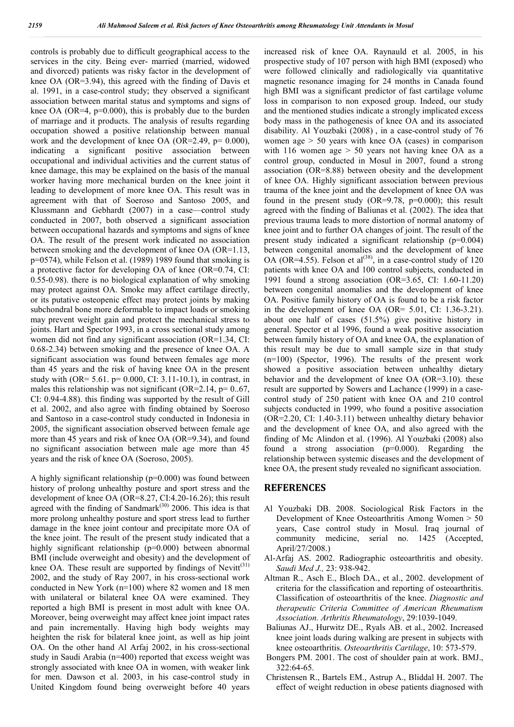controls is probably due to difficult geographical access to the services in the city. Being ever- married (married, widowed and divorced) patients was risky factor in the development of knee OA (OR=3.94), this agreed with the finding of Davis et al. 1991, in a case-control study; they observed a significant association between marital status and symptoms and signs of knee OA (OR=4, p=0.000), this is probably due to the burden of marriage and it products. The analysis of results regarding occupation showed a positive relationship between manual work and the development of knee OA (OR=2.49, p= 0.000), indicating a significant positive association between occupational and individual activities and the current status of knee damage, this may be explained on the basis of the manual worker having more mechanical burden on the knee joint it leading to development of more knee OA. This result was in agreement with that of Soeroso and Santoso 2005, and Klussmann and Gebhardt (2007) in a case—control study conducted in 2007, both observed a significant association between occupational hazards and symptoms and signs of knee OA. The result of the present work indicated no association between smoking and the development of knee OA (OR=1.13, p=0574), while Felson et al. (1989) 1989 found that smoking is a protective factor for developing OA of knee (OR=0.74, CI: 0.55-0.98). there is no biological explanation of why smoking may protect against OA. Smoke may affect cartilage directly, or its putative osteopenic effect may protect joints by making subchondral bone more deformable to impact loads or smoking may prevent weight gain and protect the mechanical stress to joints. Hart and Spector 1993, in a cross sectional study among women did not find any significant association (OR=1.34, CI: 0.68-2.34) between smoking and the presence of knee OA. A significant association was found between females age more than 45 years and the risk of having knee OA in the present study with (OR= 5.61. p= 0.000, CI: 3.11-10.1), in contrast, in males this relationship was not significant (OR=2.14, p= 0..67, CI: 0.94-4.88). this finding was supported by the result of Gill et al. 2002, and also agree with finding obtained by Soeroso and Santoso in a case-control study conducted in Indonesia in 2005, the significant association observed between female age more than 45 years and risk of knee OA (OR=9.34), and found no significant association between male age more than 45 years and the risk of knee OA (Soeroso, 2005).

A highly significant relationship (p=0.000) was found between history of prolong unhealthy posture and sport stress and the development of knee OA (OR=8.27, CI:4.20-16.26); this result agreed with the finding of Sandmark[30] 2006. This idea is that more prolong unhealthy posture and sport stress lead to further damage in the knee joint contour and precipitate more OA of the knee joint. The result of the present study indicated that a highly significant relationship (p=0.000) between abnormal BMI (include overweight and obesity) and the development of knee OA. These result are supported by findings of Nevitt[31] 2002, and the study of Ray 2007, in his cross-sectional work conducted in New York (n=100) where 82 women and 18 men with unilateral or bilateral knee OA were examined. They reported a high BMI is present in most adult with knee OA. Moreover, being overweight may affect knee joint impact rates and pain incrementally. Having high body weights may heighten the risk for bilateral knee joint, as well as hip joint OA. On the other hand Al Arfaj 2002, in his cross-sectional study in Saudi Arabia (n=400) reported that excess weight was strongly associated with knee OA in women, with weaker link for men. Dawson et al. 2003, in his case-control study in United Kingdom found being overweight before 40 years increased risk of knee OA. Raynauld et al. 2005, in his prospective study of 107 person with high BMI (exposed) who were followed clinically and radiologically via quantitative magnetic resonance imaging for 24 months in Canada found high BMI was a significant predictor of fast cartilage volume loss in comparison to non exposed group. Indeed, our study and the mentioned studies indicate a strongly implicated excess body mass in the pathogenesis of knee OA and its associated disability. Al Youzbaki (2008) , in a case-control study of 76 women age > 50 years with knee OA (cases) in comparison with 116 women age > 50 years not having knee OA as a control group, conducted in Mosul in 2007, found a strong association (OR=8.88) between obesity and the development of knee OA. Highly significant association between previous trauma of the knee joint and the development of knee OA was found in the present study (OR=9.78, p=0.000); this result agreed with the finding of Baliunas et al. (2002). The idea that previous trauma leads to more distortion of normal anatomy of knee joint and to further OA changes of joint. The result of the present study indicated a significant relationship (p=0.004) between congenital anomalies and the development of knee OA (OR=4.55). Felson et al[38], in a case-control study of 120 patients with knee OA and 100 control subjects, conducted in 1991 found a strong association (OR=3.65, CI: 1.60-11.20) between congenital anomalies and the development of knee OA. Positive family history of OA is found to be a risk factor in the development of knee OA (OR= 5.01, CI: 1.36-3.21). about one half of cases (51.5%) give positive history in general. Spector et al 1996, found a weak positive association between family history of OA and knee OA, the explanation of this result may be due to small sample size in that study (n=100) (Spector, 1996). The results of the present work showed a positive association between unhealthy dietary behavior and the development of knee OA (OR=3.10). these result are supported by Sowers and Lachance (1999) in a case-control study of 250 patient with knee OA and 210 control subjects conducted in 1999, who found a positive association (OR=2.20, CI: 1.40-3.11) between unhealthy dietary behavior and the development of knee OA, and also agreed with the finding of Mc Alindon et al. (1996). Al Youzbaki (2008) also found a strong association (p=0.000). Regarding the relationship between systemic diseases and the development of knee OA, the present study revealed no significant association.

## REFERENCES

Al Youzbaki DB. 2008. Sociological Risk Factors in the Development of Knee Osteoarthritis Among Women > 50 years, Case control study in Mosul. Iraq journal of community medicine, serial no. 1425 (Accepted, April/27/2008.)

Al-Arfaj AS. 2002. Radiographic osteoarthritis and obesity. *Saudi Med J.,* 23: 938-942.

Altman R., Asch E., Bloch DA., et al., 2002. development of criteria for the classification and reporting of osteoarthritis. Classification of osteoarthritis of the knee. *Diagnostic and therapeutic Criteria Committee of American Rheumatism Association. Arthritis Rheumatology*, 29:1039-1049.

Baliunas AJ., Hurwitz DE., Ryals AB. et al., 2002. Increased knee joint loads during walking are present in subjects with knee osteoarthritis. *Osteoarthritis Cartilage*, 10: 573-579.

Bongers PM. 2001. The cost of shoulder pain at work. BMJ., 322:64-65.

Christensen R., Bartels EM., Astrup A., Bliddal H. 2007. The effect of weight reduction in obese patients diagnosed with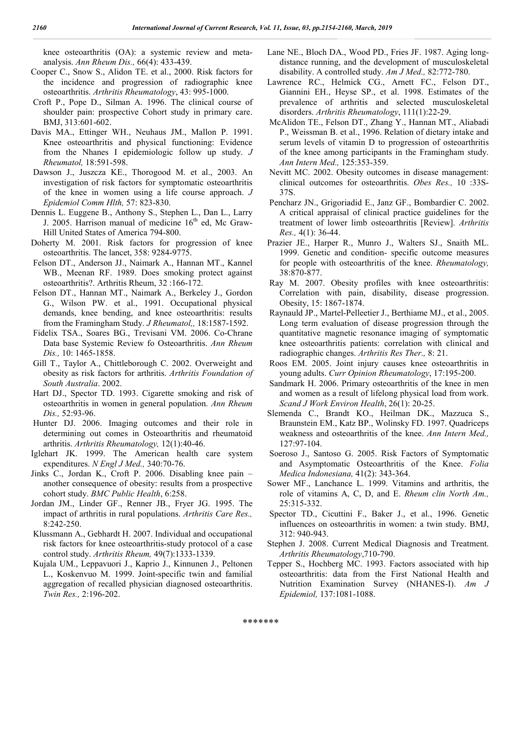knee osteoarthritis (OA): a systemic review and meta-analysis. *Ann Rheum Dis.,* 66(4): 433-439.

Cooper C., Snow S., Alidon TE. et al., 2000. Risk factors for the incidence and progression of radiographic knee osteoarthritis. *Arthritis Rheumatology*, 43: 995-1000.

Croft P., Pope D., Silman A. 1996. The clinical course of shoulder pain: prospective Cohort study in primary care. BMJ, 313:601-602.

Davis MA., Ettinger WH., Neuhaus JM., Mallon P. 1991. Knee osteoarthritis and physical functioning: Evidence from the Nhanes I epidemiologic follow up study. *J Rheumatol,* 18:591-598.

Dawson J., Juszcza KE., Thorogood M. et al., 2003. An investigation of risk factors for symptomatic osteoarthritis of the knee in women using a life course approach. *J Epidemiol Comm Hlth,* 57: 823-830.

Dennis L. Euggene B., Anthony S., Stephen L., Dan L., Larry J. 2005. Harrison manual of medicine 16th ed, Mc Graw-Hill United States of America 794-800.

Doherty M. 2001. Risk factors for progression of knee osteoarthritis. The lancet, 358: 9284-9775.

Felson DT., Anderson JJ., Naimark A., Hannan MT., Kannel WB., Meenan RF. 1989. Does smoking protect against osteoarthritis?. Arthritis Rheum, 32 :166-172.

Felson DT., Hannan MT., Naimark A., Berkeley J., Gordon G., Wilson PW. et al., 1991. Occupational physical demands, knee bending, and knee osteoarthritis: results from the Framingham Study. *J Rheumatol,,* 18:1587-1592.

Fidelix TSA., Soares BG., Trevisani VM. 2006. Co-Chrane Data base Systemic Review fo Osteoarthritis. *Ann Rheum Dis.,* 10: 1465-1858.

Gill T., Taylor A., Chittleborough C. 2002. Overweight and obesity as risk factors for arthritis. *Arthritis Foundation of South Australia*. 2002.

Hart DJ., Spector TD. 1993. Cigarette smoking and risk of osteoarthritis in women in general population. *Ann Rheum Dis.,* 52:93-96.

Hunter DJ. 2006. Imaging outcomes and their role in determining out comes in Osteoarthritis and rheumatoid arthritis. *Arthritis Rheumatology,* 12(1):40-46.

Iglehart JK. 1999. The American health care system expenditures. *N Engl J Med.,* 340:70-76.

Jinks C., Jordan K., Croft P. 2006. Disabling knee pain – another consequence of obesity: results from a prospective cohort study. *BMC Public Health*, 6:258.

Jordan JM., Linder GF., Renner JB., Fryer JG. 1995. The impact of arthritis in rural populations. *Arthritis Care Res.,* 8:242-250.

Klussmann A., Gebhardt H. 2007. Individual and occupational risk factors for knee osteoarthritis-study protocol of a case control study. *Arthritis Rheum,* 49(7):1333-1339.

Kujala UM., Leppavuori J., Kaprio J., Kinnunen J., Peltonen L., Koskenvuo M. 1999. Joint-specific twin and familial aggregation of recalled physician diagnosed osteoarthritis. *Twin Res.,* 2:196-202.

Lane NE., Bloch DA., Wood PD., Fries JF. 1987. Aging long-distance running, and the development of musculoskeletal disability. A controlled study. *Am J Med.,* 82:772-780.

Lawrence RC., Helmick CG., Arnett FC., Felson DT., Giannini EH., Heyse SP., et al. 1998. Estimates of the prevalence of arthritis and selected musculoskeletal disorders. *Arthritis Rheumatology*, 111(1):22-29.

McAlidon TE., Felson DT., Zhang Y., Hannan MT., Aliabadi P., Weissman B. et al., 1996. Relation of dietary intake and serum levels of vitamin D to progression of osteoarthritis of the knee among participants in the Framingham study. *Ann Intern Med.,* 125:353-359.

Nevitt MC. 2002. Obesity outcomes in disease management: clinical outcomes for osteoarthritis. *Obes Res.,* 10 :33S-37S.

Pencharz JN., Grigoriadid E., Janz GF., Bombardier C. 2002. A critical appraisal of clinical practice guidelines for the treatment of lower limb osteoarthritis [Review]. *Arthritis Res.,* 4(1): 36-44.

Prazier JE., Harper R., Munro J., Walters SJ., Snaith ML. 1999. Genetic and condition- specific outcome measures for people with osteoarthritis of the knee. *Rheumatology,* 38:870-877.

Ray M. 2007. Obesity profiles with knee osteoarthritis: Correlation with pain, disability, disease progression. Obesity, 15: 1867-1874.

Raynauld JP., Martel-Pelleetier J., Berthiame MJ., et al., 2005. Long term evaluation of disease progression through the quantitative magnetic resonance imaging of symptomatic knee osteoarthritis patients: correlation with clinical and radiographic changes. *Arthritis Res Ther.,* 8: 21.

Roos EM. 2005. Joint injury causes knee osteoarthritis in young adults. *Curr Opinion Rheumatology*, 17:195-200.

Sandmark H. 2006. Primary osteoarthritis of the knee in men and women as a result of lifelong physical load from work. *Scand J Work Environ Health*, 26(1): 20-25.

Slemenda C., Brandt KO., Heilman DK., Mazzuca S., Braunstein EM., Katz BP., Wolinsky FD. 1997. Quadriceps weakness and osteoarthritis of the knee. *Ann Intern Med.,* 127:97-104.

Soeroso J., Santoso G. 2005. Risk Factors of Symptomatic and Asymptomatic Osteoarthritis of the Knee. *Folia Medica Indonesiana,* 41(2): 343-364.

Sower MF., Lanchance L. 1999. Vitamins and arthritis, the role of vitamins A, C, D, and E. *Rheum clin North Am.,* 25:315-332.

Spector TD., Cicuttini F., Baker J., et al., 1996. Genetic influences on osteoarthritis in women: a twin study. BMJ, 312: 940-943.

Stephen J. 2008. Current Medical Diagnosis and Treatment. *Arthritis Rheumatology*,710-790.

Tepper S., Hochberg MC. 1993. Factors associated with hip osteoarthritis: data from the First National Health and Nutrition Examination Survey (NHANES-I). *Am J Epidemiol,* 137:1081-1088.

\*\*\*\*\*\*\*